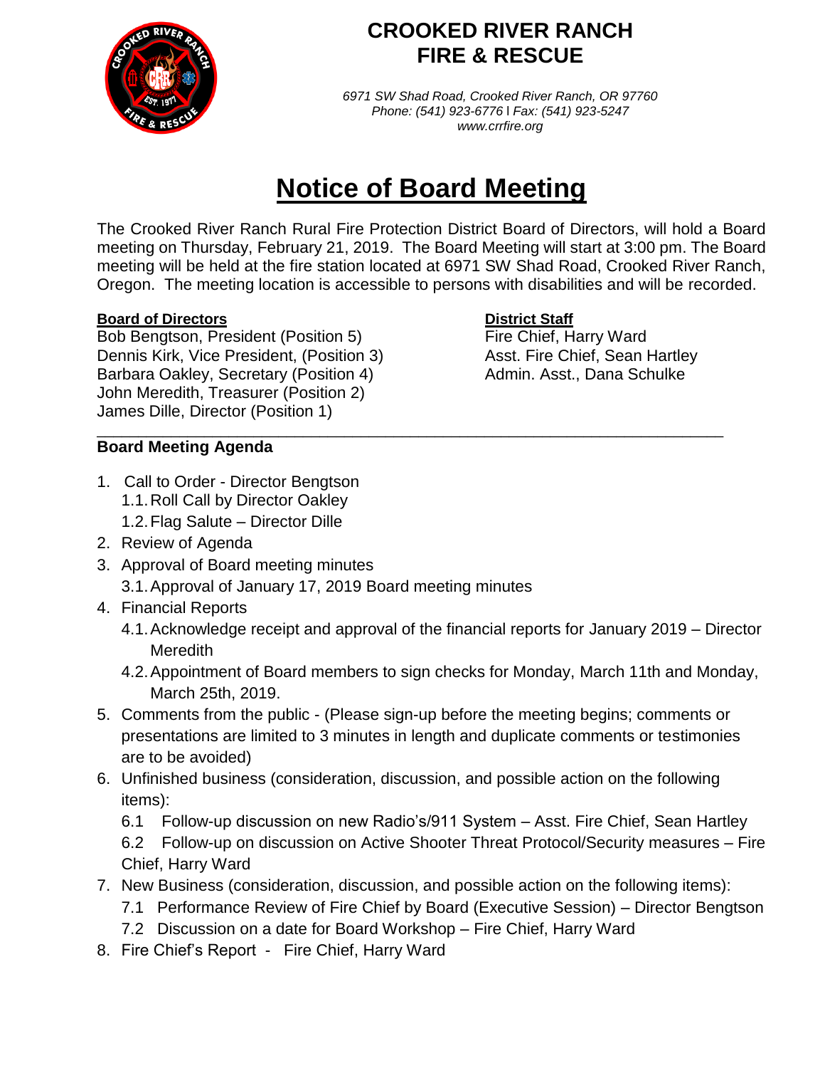# CROOKED RIVER RANCH FIRE & RESCUE

*6971 SW Shad Road, Crooked River Ranch, OR 97760*
*Phone: (541) 923-6776 | Fax: (541) 923-5247*
*www.crrfire.org*

# Notice of Board Meeting

The Crooked River Ranch Rural Fire Protection District Board of Directors, will hold a Board meeting on Thursday, February 21, 2019. The Board Meeting will start at 3:00 pm. The Board meeting will be held at the fire station located at 6971 SW Shad Road, Crooked River Ranch, Oregon. The meeting location is accessible to persons with disabilities and will be recorded.

**Board of Directors**
Bob Bengtson, President (Position 5)
Dennis Kirk, Vice President, (Position 3)
Barbara Oakley, Secretary (Position 4)
John Meredith, Treasurer (Position 2)
James Dille, Director (Position 1)

**District Staff**
Fire Chief, Harry Ward
Asst. Fire Chief, Sean Hartley
Admin. Asst., Dana Schulke

---

**Board Meeting Agenda**

1. Call to Order - Director Bengtson
   1.1. Roll Call by Director Oakley
   1.2. Flag Salute – Director Dille
2. Review of Agenda
3. Approval of Board meeting minutes
   3.1. Approval of January 17, 2019 Board meeting minutes
4. Financial Reports
   4.1. Acknowledge receipt and approval of the financial reports for January 2019 – Director Meredith
   4.2. Appointment of Board members to sign checks for Monday, March 11th and Monday, March 25th, 2019.
5. Comments from the public - (Please sign-up before the meeting begins; comments or presentations are limited to 3 minutes in length and duplicate comments or testimonies are to be avoided)
6. Unfinished business (consideration, discussion, and possible action on the following items):
   6.1 Follow-up discussion on new Radio's/911 System – Asst. Fire Chief, Sean Hartley
   6.2 Follow-up on discussion on Active Shooter Threat Protocol/Security measures – Fire Chief, Harry Ward
7. New Business (consideration, discussion, and possible action on the following items):
   7.1 Performance Review of Fire Chief by Board (Executive Session) – Director Bengtson
   7.2 Discussion on a date for Board Workshop – Fire Chief, Harry Ward
8. Fire Chief's Report - Fire Chief, Harry Ward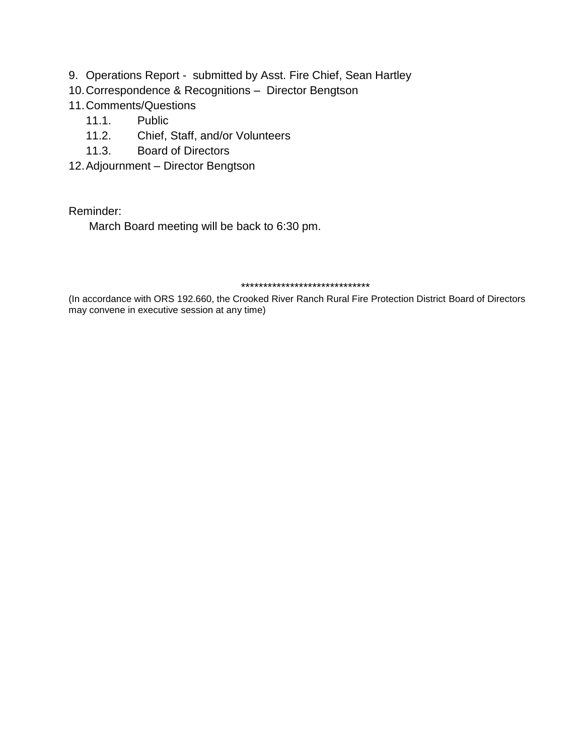9. Operations Report - submitted by Asst. Fire Chief, Sean Hartley
10. Correspondence & Recognitions – Director Bengtson
11. Comments/Questions
    - 11.1. Public
    - 11.2. Chief, Staff, and/or Volunteers
    - 11.3. Board of Directors
12. Adjournment – Director Bengtson

Reminder:

March Board meeting will be back to 6:30 pm.

******************************

(In accordance with ORS 192.660, the Crooked River Ranch Rural Fire Protection District Board of Directors may convene in executive session at any time)